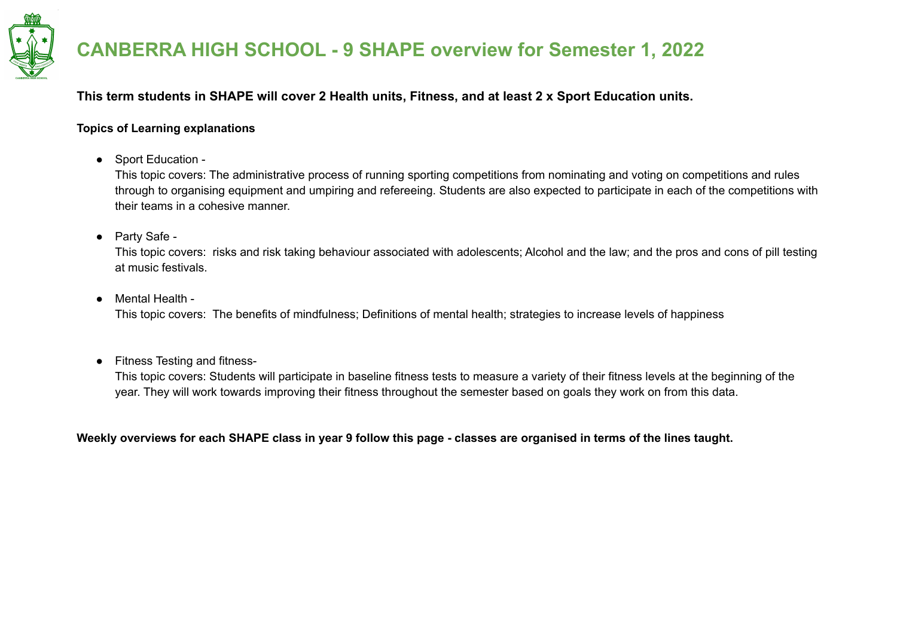# CANBERRA HIGH SCHOOL - 9 SHAPE overview for Semester 1, 2022

**This term students in SHAPE will cover 2 Health units, Fitness, and at least 2 x Sport Education units.**

**Topics of Learning explanations**

- Sport Education -
  This topic covers: The administrative process of running sporting competitions from nominating and voting on competitions and rules through to organising equipment and umpiring and refereeing. Students are also expected to participate in each of the competitions with their teams in a cohesive manner.

- Party Safe -
  This topic covers: risks and risk taking behaviour associated with adolescents; Alcohol and the law; and the pros and cons of pill testing at music festivals.

- Mental Health -
  This topic covers: The benefits of mindfulness; Definitions of mental health; strategies to increase levels of happiness

- Fitness Testing and fitness-
  This topic covers: Students will participate in baseline fitness tests to measure a variety of their fitness levels at the beginning of the year. They will work towards improving their fitness throughout the semester based on goals they work on from this data.

**Weekly overviews for each SHAPE class in year 9 follow this page - classes are organised in terms of the lines taught.**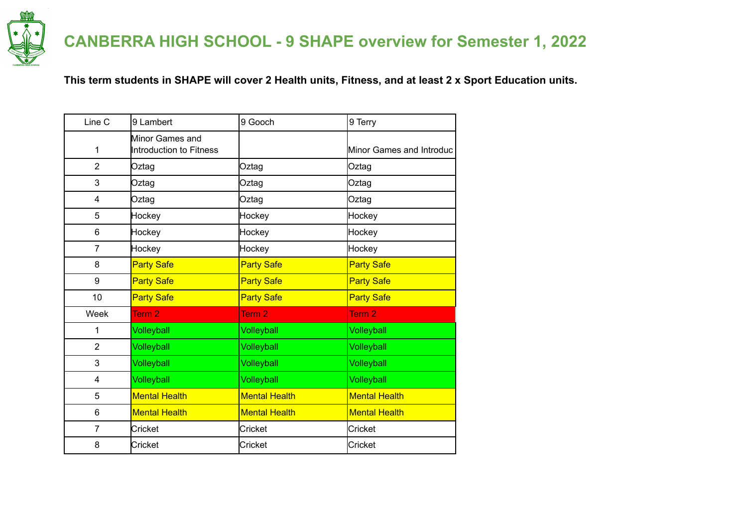# CANBERRA HIGH SCHOOL - 9 SHAPE overview for Semester 1, 2022

**This term students in SHAPE will cover 2 Health units, Fitness, and at least 2 x Sport Education units.**

| Line C | 9 Lambert | 9 Gooch | 9 Terry |
|---|---|---|---|
| 1 | Minor Games and Introduction to Fitness | | Minor Games and Introduc |
| 2 | Oztag | Oztag | Oztag |
| 3 | Oztag | Oztag | Oztag |
| 4 | Oztag | Oztag | Oztag |
| 5 | Hockey | Hockey | Hockey |
| 6 | Hockey | Hockey | Hockey |
| 7 | Hockey | Hockey | Hockey |
| 8 | Party Safe | Party Safe | Party Safe |
| 9 | Party Safe | Party Safe | Party Safe |
| 10 | Party Safe | Party Safe | Party Safe |
| Week | Term 2 | Term 2 | Term 2 |
| 1 | Volleyball | Volleyball | Volleyball |
| 2 | Volleyball | Volleyball | Volleyball |
| 3 | Volleyball | Volleyball | Volleyball |
| 4 | Volleyball | Volleyball | Volleyball |
| 5 | Mental Health | Mental Health | Mental Health |
| 6 | Mental Health | Mental Health | Mental Health |
| 7 | Cricket | Cricket | Cricket |
| 8 | Cricket | Cricket | Cricket |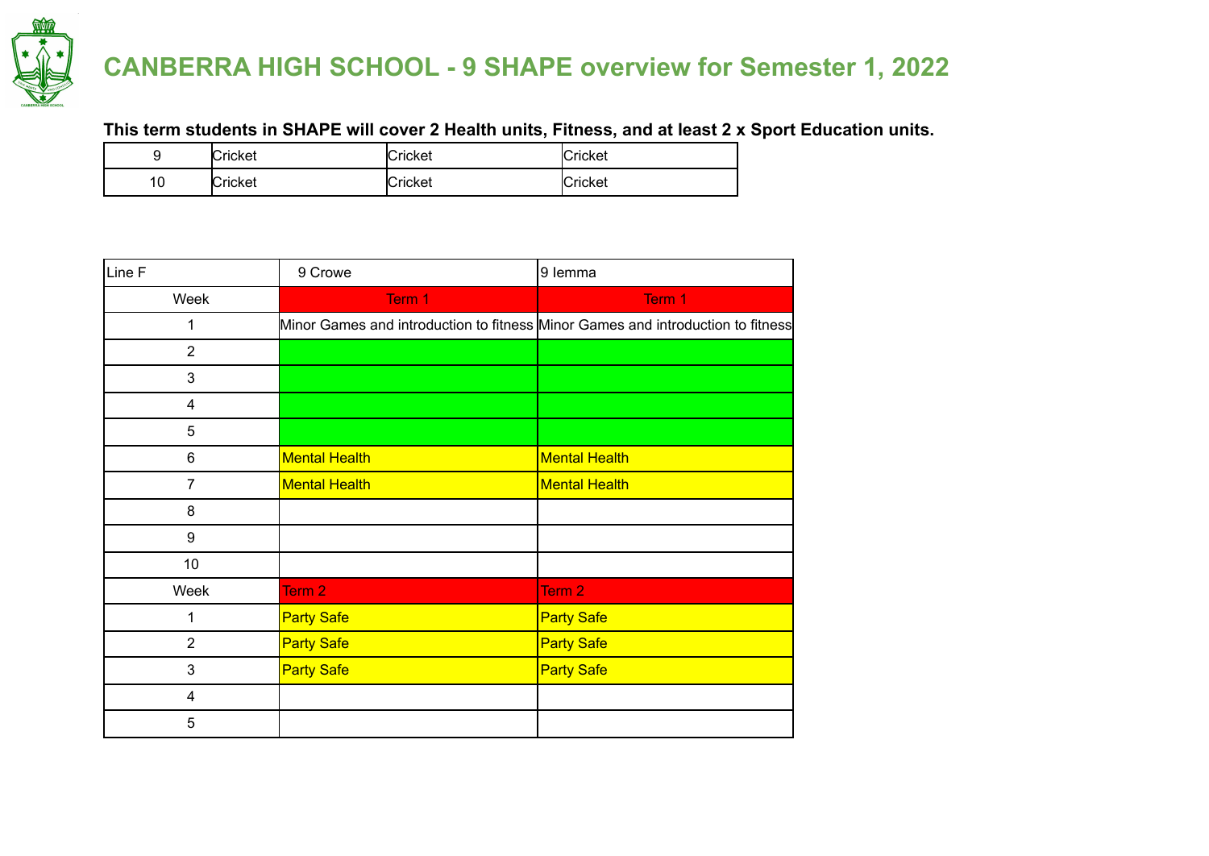# CANBERRA HIGH SCHOOL - 9 SHAPE overview for Semester 1, 2022

**This term students in SHAPE will cover 2 Health units, Fitness, and at least 2 x Sport Education units.**

| | | | |
|---|---|---|---|
| 9 | Cricket | Cricket | Cricket |
| 10 | Cricket | Cricket | Cricket |

| Line F | 9 Crowe | 9 Iemma |
|---|---|---|
| Week | Term 1 | Term 1 |
| 1 | Minor Games and introduction to fitness | Minor Games and introduction to fitness |
| 2 | | |
| 3 | | |
| 4 | | |
| 5 | | |
| 6 | Mental Health | Mental Health |
| 7 | Mental Health | Mental Health |
| 8 | | |
| 9 | | |
| 10 | | |
| Week | Term 2 | Term 2 |
| 1 | Party Safe | Party Safe |
| 2 | Party Safe | Party Safe |
| 3 | Party Safe | Party Safe |
| 4 | | |
| 5 | | |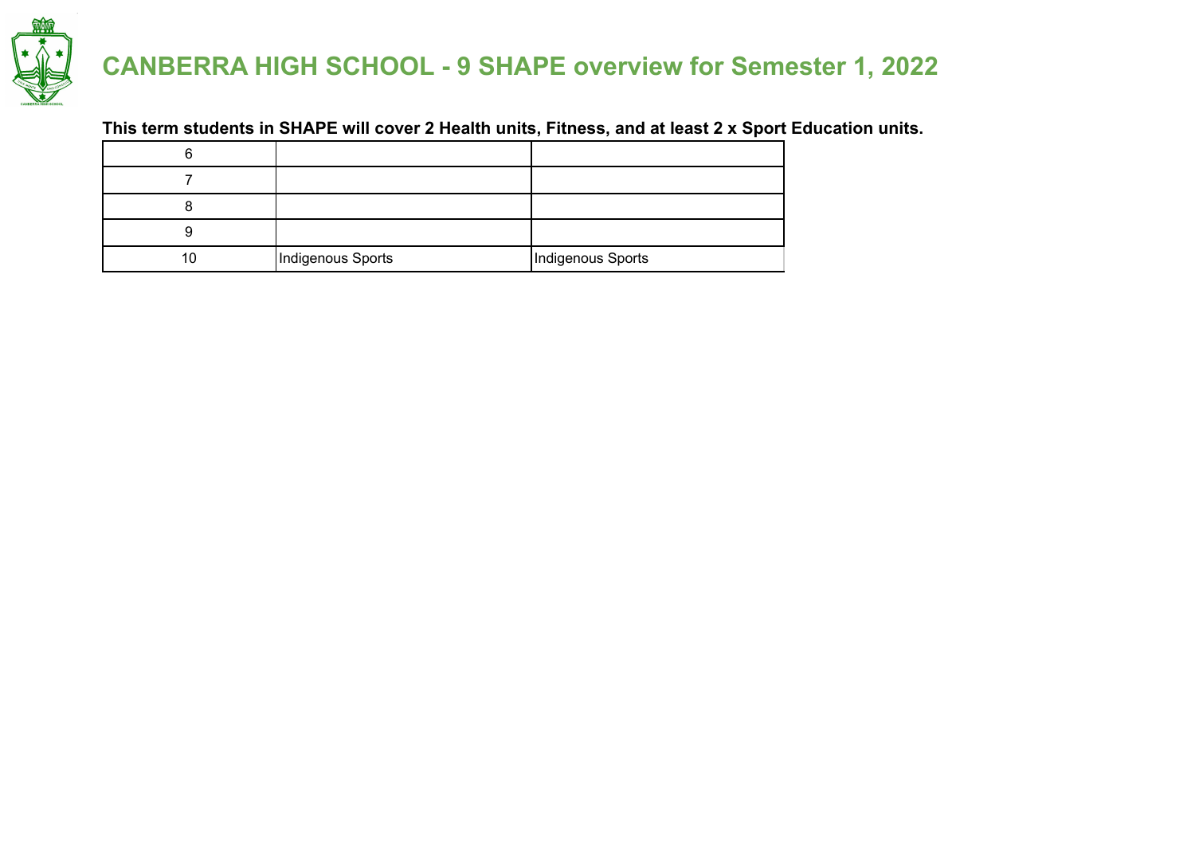# CANBERRA HIGH SCHOOL - 9 SHAPE overview for Semester 1, 2022

**This term students in SHAPE will cover 2 Health units, Fitness, and at least 2 x Sport Education units.**

| | | |
|---|---|---|
| 6 | | |
| 7 | | |
| 8 | | |
| 9 | | |
| 10 | Indigenous Sports | Indigenous Sports |